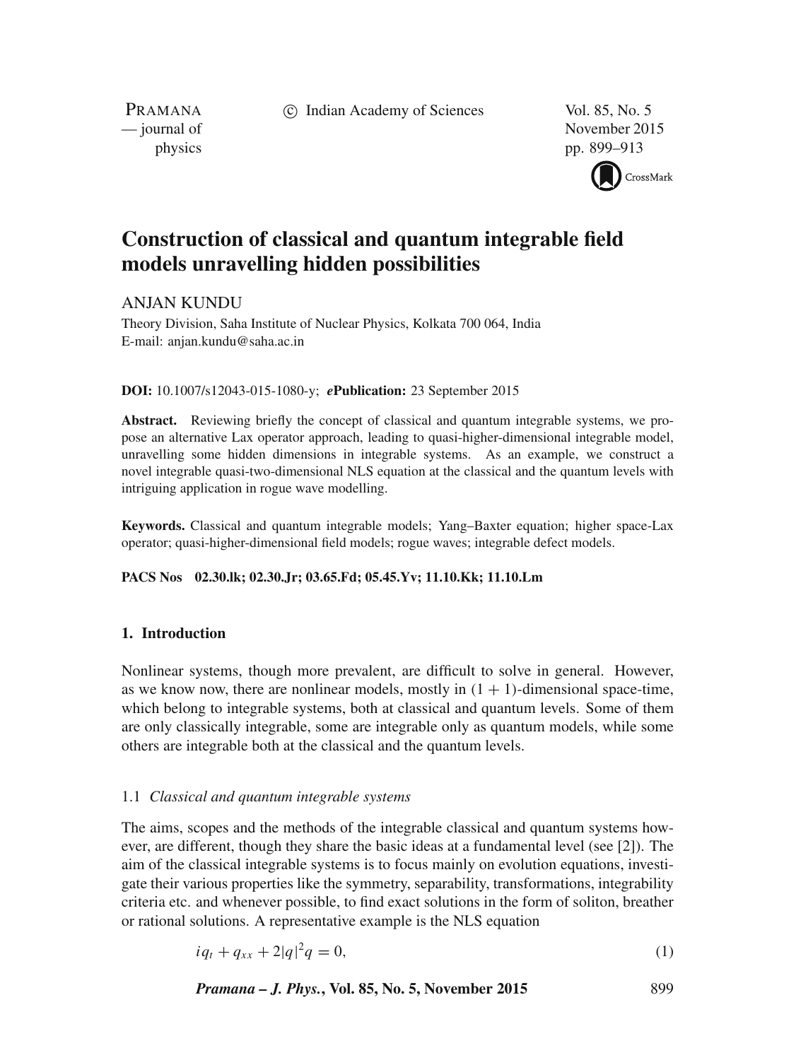# Construction of classical and quantum integrable field models unravelling hidden possibilities

ANJAN KUNDU

Theory Division, Saha Institute of Nuclear Physics, Kolkata 700 064, India
E-mail: anjan.kundu@saha.ac.in

**DOI:** 10.1007/s12043-015-1080-y; ***e*Publication:** 23 September 2015

**Abstract.** Reviewing briefly the concept of classical and quantum integrable systems, we propose an alternative Lax operator approach, leading to quasi-higher-dimensional integrable model, unravelling some hidden dimensions in integrable systems. As an example, we construct a novel integrable quasi-two-dimensional NLS equation at the classical and the quantum levels with intriguing application in rogue wave modelling.

**Keywords.** Classical and quantum integrable models; Yang–Baxter equation; higher space-Lax operator; quasi-higher-dimensional field models; rogue waves; integrable defect models.

**PACS Nos** 02.30.lk; 02.30.Jr; 03.65.Fd; 05.45.Yv; 11.10.Kk; 11.10.Lm

## 1. Introduction

Nonlinear systems, though more prevalent, are difficult to solve in general. However, as we know now, there are nonlinear models, mostly in $(1 + 1)$-dimensional space-time, which belong to integrable systems, both at classical and quantum levels. Some of them are only classically integrable, some are integrable only as quantum models, while some others are integrable both at the classical and the quantum levels.

### 1.1 *Classical and quantum integrable systems*

The aims, scopes and the methods of the integrable classical and quantum systems however, are different, though they share the basic ideas at a fundamental level (see [2]). The aim of the classical integrable systems is to focus mainly on evolution equations, investigate their various properties like the symmetry, separability, transformations, integrability criteria etc. and whenever possible, to find exact solutions in the form of soliton, breather or rational solutions. A representative example is the NLS equation

$$iq_t + q_{xx} + 2|q|^2 q = 0, \tag{1}$$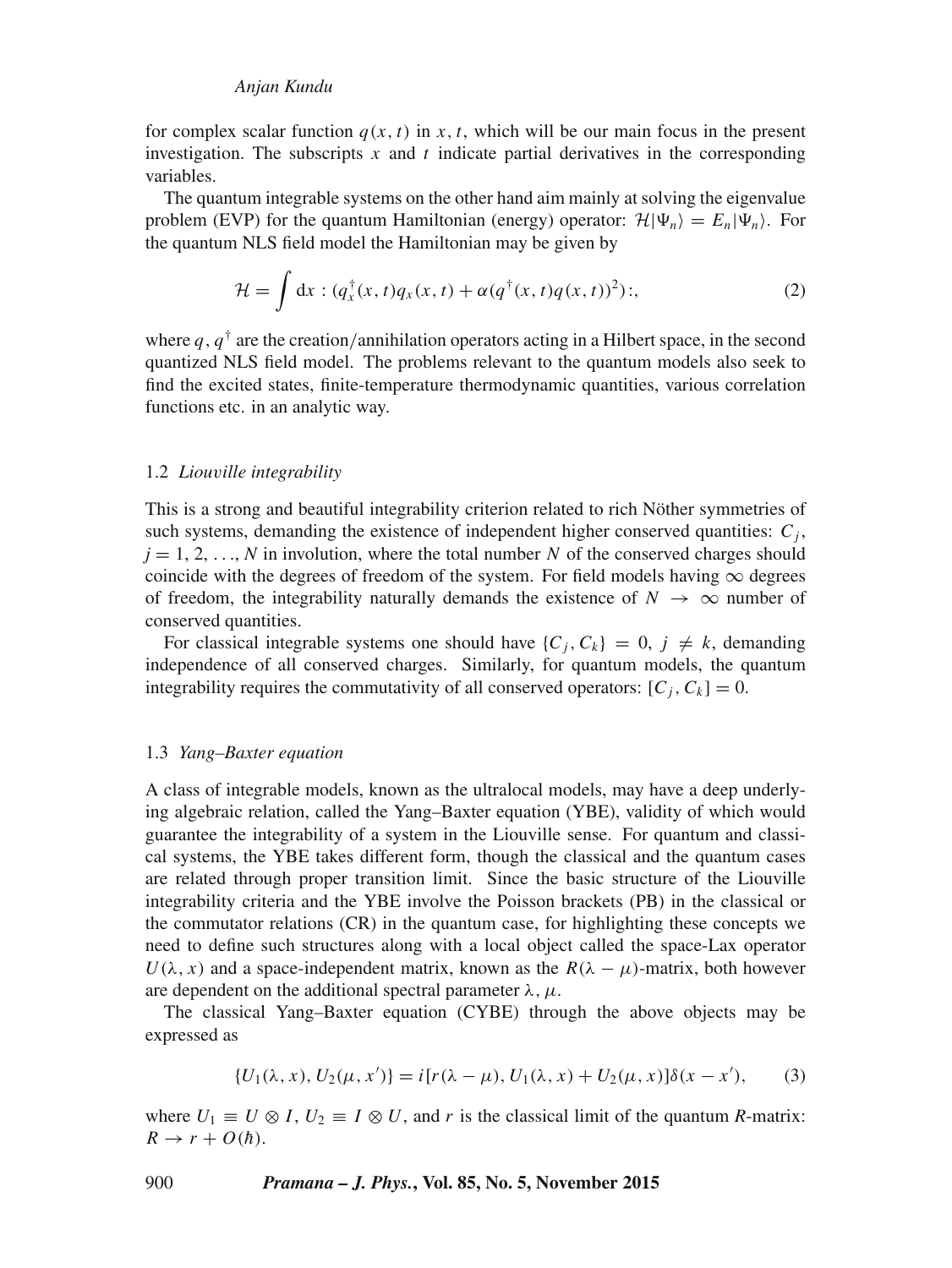for complex scalar function $q(x, t)$ in $x, t$, which will be our main focus in the present investigation. The subscripts $x$ and $t$ indicate partial derivatives in the corresponding variables.

The quantum integrable systems on the other hand aim mainly at solving the eigenvalue problem (EVP) for the quantum Hamiltonian (energy) operator: $\mathcal{H}|\Psi_n\rangle = E_n|\Psi_n\rangle$. For the quantum NLS field model the Hamiltonian may be given by

$$\mathcal{H} = \int \mathrm{d}x : (q_x^{\dagger}(x,t)q_x(x,t) + \alpha(q^{\dagger}(x,t)q(x,t))^2) :, \tag{2}$$

where $q, q^{\dagger}$ are the creation/annihilation operators acting in a Hilbert space, in the second quantized NLS field model. The problems relevant to the quantum models also seek to find the excited states, finite-temperature thermodynamic quantities, various correlation functions etc. in an analytic way.

### 1.2 *Liouville integrability*

This is a strong and beautiful integrability criterion related to rich Nöther symmetries of such systems, demanding the existence of independent higher conserved quantities: $C_j$, $j = 1, 2, \ldots, N$ in involution, where the total number $N$ of the conserved charges should coincide with the degrees of freedom of the system. For field models having $\infty$ degrees of freedom, the integrability naturally demands the existence of $N \to \infty$ number of conserved quantities.

For classical integrable systems one should have $\{C_j, C_k\} = 0,\ j \neq k$, demanding independence of all conserved charges. Similarly, for quantum models, the quantum integrability requires the commutativity of all conserved operators: $[C_j, C_k] = 0$.

### 1.3 *Yang–Baxter equation*

A class of integrable models, known as the ultralocal models, may have a deep underlying algebraic relation, called the Yang–Baxter equation (YBE), validity of which would guarantee the integrability of a system in the Liouville sense. For quantum and classical systems, the YBE takes different form, though the classical and the quantum cases are related through proper transition limit. Since the basic structure of the Liouville integrability criteria and the YBE involve the Poisson brackets (PB) in the classical or the commutator relations (CR) in the quantum case, for highlighting these concepts we need to define such structures along with a local object called the space-Lax operator $U(\lambda, x)$ and a space-independent matrix, known as the $R(\lambda - \mu)$-matrix, both however are dependent on the additional spectral parameter $\lambda, \mu$.

The classical Yang–Baxter equation (CYBE) through the above objects may be expressed as

$$\{U_1(\lambda, x), U_2(\mu, x')\} = i[r(\lambda - \mu), U_1(\lambda, x) + U_2(\mu, x)]\delta(x - x'), \tag{3}$$

where $U_1 \equiv U \otimes I$, $U_2 \equiv I \otimes U$, and $r$ is the classical limit of the quantum $R$-matrix: $R \to r + O(\hbar)$.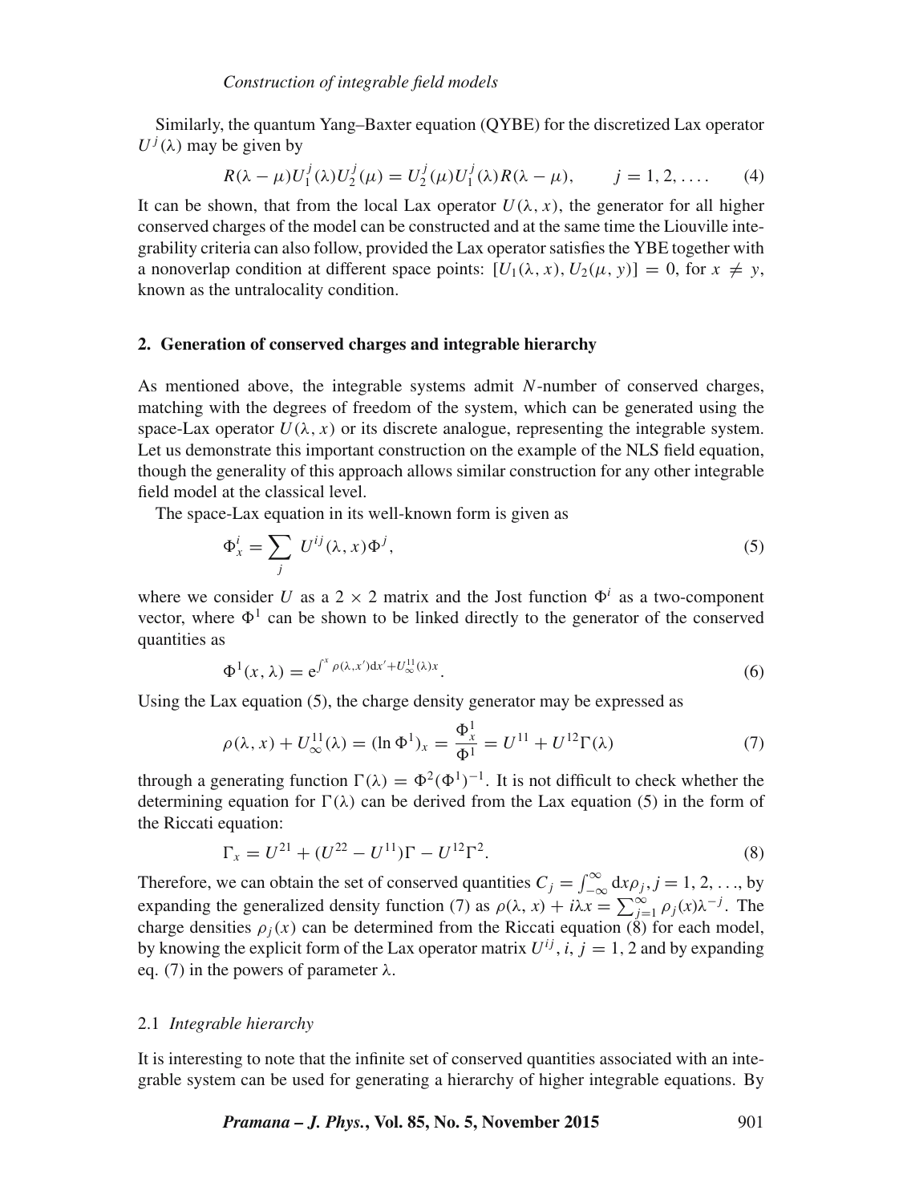Similarly, the quantum Yang–Baxter equation (QYBE) for the discretized Lax operator $U^j(\lambda)$ may be given by

$$R(\lambda-\mu)U_1^j(\lambda)U_2^j(\mu) = U_2^j(\mu)U_1^j(\lambda)R(\lambda-\mu), \qquad j=1,2,\ldots. \tag{4}$$

It can be shown, that from the local Lax operator $U(\lambda, x)$, the generator for all higher conserved charges of the model can be constructed and at the same time the Liouville integrability criteria can also follow, provided the Lax operator satisfies the YBE together with a nonoverlap condition at different space points: $[U_1(\lambda, x), U_2(\mu, y)] = 0$, for $x \neq y$, known as the untralocality condition.

## 2. Generation of conserved charges and integrable hierarchy

As mentioned above, the integrable systems admit $N$-number of conserved charges, matching with the degrees of freedom of the system, which can be generated using the space-Lax operator $U(\lambda, x)$ or its discrete analogue, representing the integrable system. Let us demonstrate this important construction on the example of the NLS field equation, though the generality of this approach allows similar construction for any other integrable field model at the classical level.

The space-Lax equation in its well-known form is given as

$$\Phi_x^i = \sum_j U^{ij}(\lambda, x)\Phi^j, \tag{5}$$

where we consider $U$ as a $2 \times 2$ matrix and the Jost function $\Phi^i$ as a two-component vector, where $\Phi^1$ can be shown to be linked directly to the generator of the conserved quantities as

$$\Phi^1(x, \lambda) = \mathrm{e}^{\int^x \rho(\lambda, x')\mathrm{d}x' + U_\infty^{11}(\lambda)x}. \tag{6}$$

Using the Lax equation (5), the charge density generator may be expressed as

$$\rho(\lambda, x) + U_\infty^{11}(\lambda) = (\ln \Phi^1)_x = \frac{\Phi_x^1}{\Phi^1} = U^{11} + U^{12}\Gamma(\lambda) \tag{7}$$

through a generating function $\Gamma(\lambda) = \Phi^2(\Phi^1)^{-1}$. It is not difficult to check whether the determining equation for $\Gamma(\lambda)$ can be derived from the Lax equation (5) in the form of the Riccati equation:

$$\Gamma_x = U^{21} + (U^{22} - U^{11})\Gamma - U^{12}\Gamma^2. \tag{8}$$

Therefore, we can obtain the set of conserved quantities $C_j = \int_{-\infty}^{\infty} \mathrm{d}x\rho_j$, $j = 1, 2, \ldots$, by expanding the generalized density function (7) as $\rho(\lambda, x) + i\lambda x = \sum_{j=1}^{\infty} \rho_j(x)\lambda^{-j}$. The charge densities $\rho_j(x)$ can be determined from the Riccati equation (8) for each model, by knowing the explicit form of the Lax operator matrix $U^{ij}$, $i, j = 1, 2$ and by expanding eq. (7) in the powers of parameter $\lambda$.

### 2.1 *Integrable hierarchy*

It is interesting to note that the infinite set of conserved quantities associated with an integrable system can be used for generating a hierarchy of higher integrable equations. By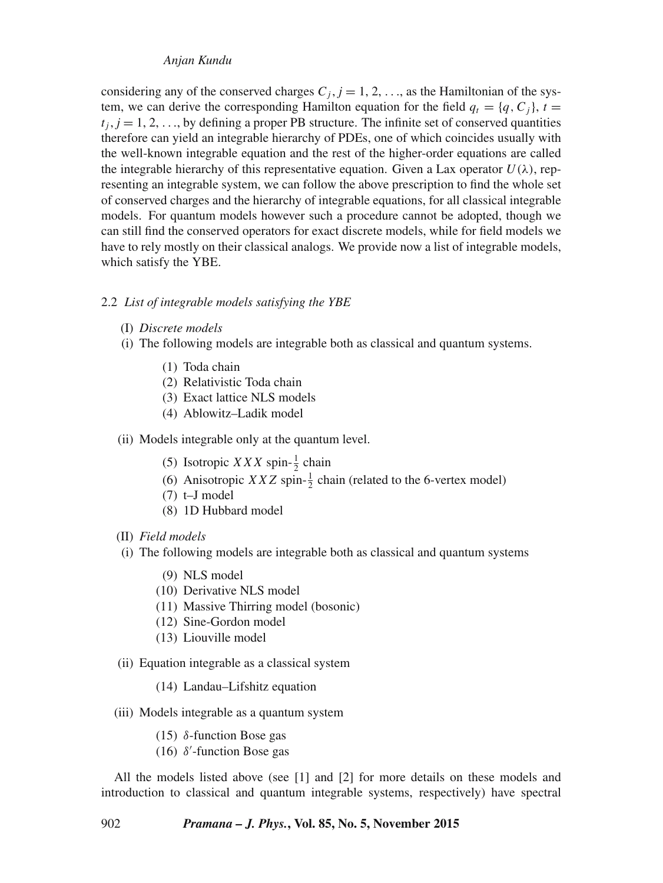considering any of the conserved charges $C_j, j = 1, 2, \ldots$, as the Hamiltonian of the system, we can derive the corresponding Hamilton equation for the field $q_t = \{q, C_j\}$, $t = t_j, j = 1, 2, \ldots$, by defining a proper PB structure. The infinite set of conserved quantities therefore can yield an integrable hierarchy of PDEs, one of which coincides usually with the well-known integrable equation and the rest of the higher-order equations are called the integrable hierarchy of this representative equation. Given a Lax operator $U(\lambda)$, representing an integrable system, we can follow the above prescription to find the whole set of conserved charges and the hierarchy of integrable equations, for all classical integrable models. For quantum models however such a procedure cannot be adopted, though we can still find the conserved operators for exact discrete models, while for field models we have to rely mostly on their classical analogs. We provide now a list of integrable models, which satisfy the YBE.

### 2.2 *List of integrable models satisfying the YBE*

(I) *Discrete models*

(i) The following models are integrable both as classical and quantum systems.

(1) Toda chain
(2) Relativistic Toda chain
(3) Exact lattice NLS models
(4) Ablowitz–Ladik model

(ii) Models integrable only at the quantum level.

(5) Isotropic $XXX$ spin-$\frac{1}{2}$ chain
(6) Anisotropic $XXZ$ spin-$\frac{1}{2}$ chain (related to the 6-vertex model)
(7) t–J model
(8) 1D Hubbard model

(II) *Field models*

(i) The following models are integrable both as classical and quantum systems

(9) NLS model
(10) Derivative NLS model
(11) Massive Thirring model (bosonic)
(12) Sine-Gordon model
(13) Liouville model

(ii) Equation integrable as a classical system

(14) Landau–Lifshitz equation

(iii) Models integrable as a quantum system

(15) $\delta$-function Bose gas
(16) $\delta'$-function Bose gas

All the models listed above (see [1] and [2] for more details on these models and introduction to classical and quantum integrable systems, respectively) have spectral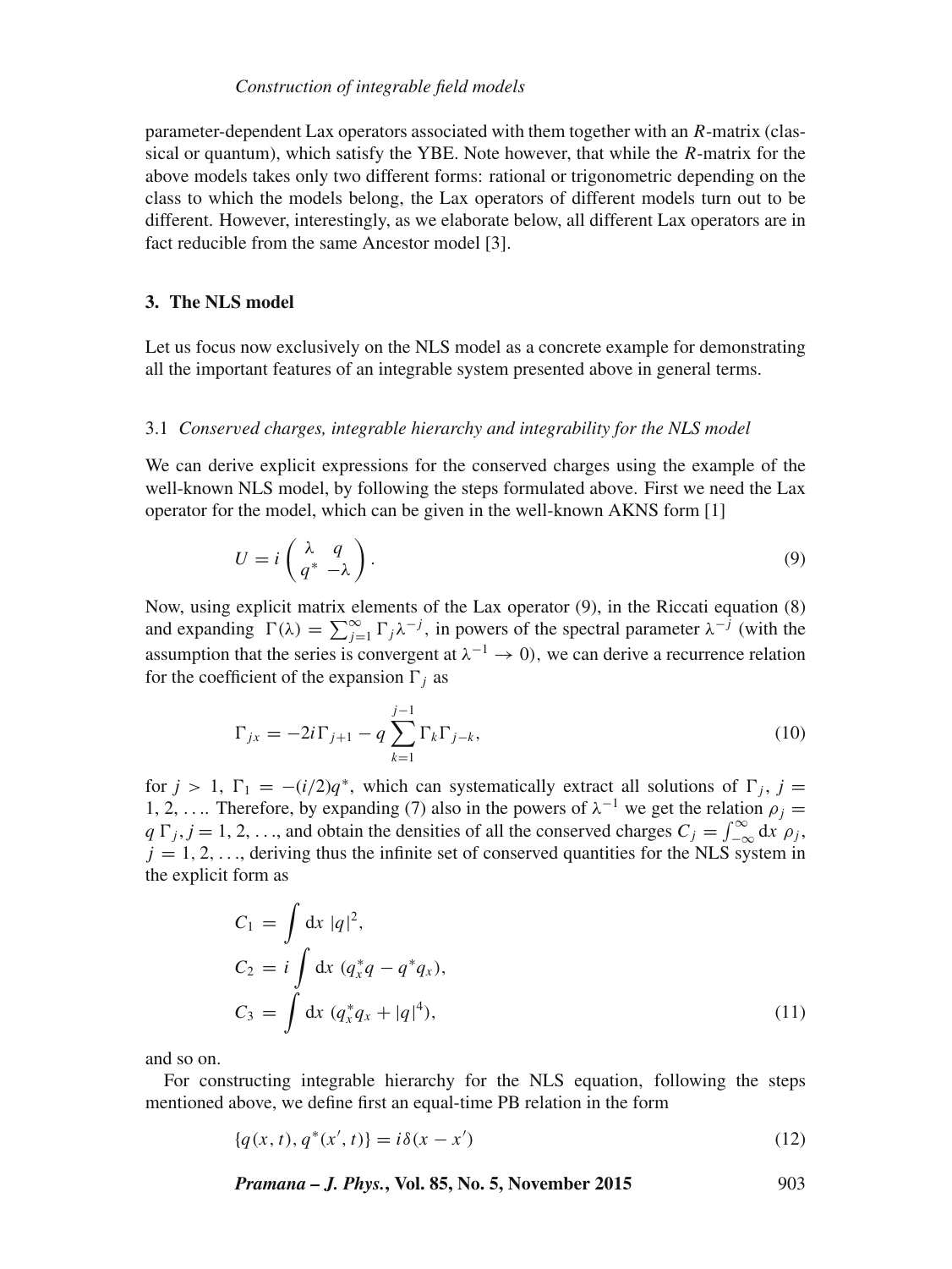parameter-dependent Lax operators associated with them together with an $R$-matrix (classical or quantum), which satisfy the YBE. Note however, that while the $R$-matrix for the above models takes only two different forms: rational or trigonometric depending on the class to which the models belong, the Lax operators of different models turn out to be different. However, interestingly, as we elaborate below, all different Lax operators are in fact reducible from the same Ancestor model [3].

## 3. The NLS model

Let us focus now exclusively on the NLS model as a concrete example for demonstrating all the important features of an integrable system presented above in general terms.

### 3.1 *Conserved charges, integrable hierarchy and integrability for the NLS model*

We can derive explicit expressions for the conserved charges using the example of the well-known NLS model, by following the steps formulated above. First we need the Lax operator for the model, which can be given in the well-known AKNS form [1]

$$U = i \begin{pmatrix} \lambda & q \\ q^* & -\lambda \end{pmatrix}. \tag{9}$$

Now, using explicit matrix elements of the Lax operator (9), in the Riccati equation (8) and expanding $\Gamma(\lambda) = \sum_{j=1}^{\infty} \Gamma_j \lambda^{-j}$, in powers of the spectral parameter $\lambda^{-j}$ (with the assumption that the series is convergent at $\lambda^{-1} \to 0$), we can derive a recurrence relation for the coefficient of the expansion $\Gamma_j$ as

$$\Gamma_{jx} = -2i\Gamma_{j+1} - q \sum_{k=1}^{j-1} \Gamma_k \Gamma_{j-k}, \tag{10}$$

for $j > 1$, $\Gamma_1 = -(i/2)q^*$, which can systematically extract all solutions of $\Gamma_j$, $j = 1, 2, \ldots$. Therefore, by expanding (7) also in the powers of $\lambda^{-1}$ we get the relation $\rho_j = q\,\Gamma_j, j = 1, 2, \ldots$, and obtain the densities of all the conserved charges $C_j = \int_{-\infty}^{\infty} \mathrm{d}x\ \rho_j$, $j = 1, 2, \ldots$, deriving thus the infinite set of conserved quantities for the NLS system in the explicit form as

$$\begin{aligned} C_1 &= \int \mathrm{d}x\ |q|^2, \\ C_2 &= i \int \mathrm{d}x\ (q_x^* q - q^* q_x), \\ C_3 &= \int \mathrm{d}x\ (q_x^* q_x + |q|^4), \end{aligned} \tag{11}$$

and so on.

For constructing integrable hierarchy for the NLS equation, following the steps mentioned above, we define first an equal-time PB relation in the form

$$\{q(x,t), q^*(x',t)\} = i\delta(x - x') \tag{12}$$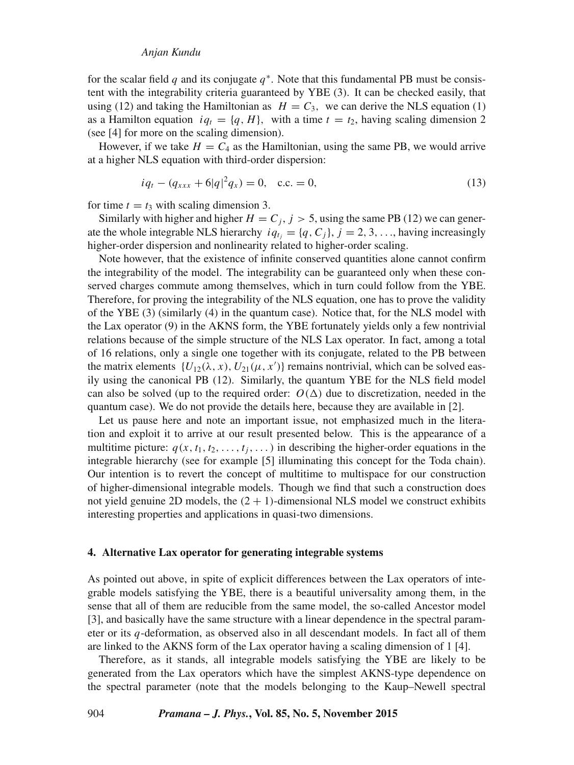for the scalar field $q$ and its conjugate $q^*$. Note that this fundamental PB must be consistent with the integrability criteria guaranteed by YBE (3). It can be checked easily, that using (12) and taking the Hamiltonian as $H = C_3$, we can derive the NLS equation (1) as a Hamilton equation $iq_t = \{q, H\}$, with a time $t = t_2$, having scaling dimension 2 (see [4] for more on the scaling dimension).

However, if we take $H = C_4$ as the Hamiltonian, using the same PB, we would arrive at a higher NLS equation with third-order dispersion:

$$iq_t - (q_{xxx} + 6|q|^2 q_x) = 0, \quad \text{c.c.} = 0, \tag{13}$$

for time $t = t_3$ with scaling dimension 3.

Similarly with higher and higher $H = C_j$, $j > 5$, using the same PB (12) we can generate the whole integrable NLS hierarchy $iq_{t_j} = \{q, C_j\}$, $j = 2, 3, \ldots$, having increasingly higher-order dispersion and nonlinearity related to higher-order scaling.

Note however, that the existence of infinite conserved quantities alone cannot confirm the integrability of the model. The integrability can be guaranteed only when these conserved charges commute among themselves, which in turn could follow from the YBE. Therefore, for proving the integrability of the NLS equation, one has to prove the validity of the YBE (3) (similarly (4) in the quantum case). Notice that, for the NLS model with the Lax operator (9) in the AKNS form, the YBE fortunately yields only a few nontrivial relations because of the simple structure of the NLS Lax operator. In fact, among a total of 16 relations, only a single one together with its conjugate, related to the PB between the matrix elements $\{U_{12}(\lambda, x), U_{21}(\mu, x')\}$ remains nontrivial, which can be solved easily using the canonical PB (12). Similarly, the quantum YBE for the NLS field model can also be solved (up to the required order: $O(\Delta)$ due to discretization, needed in the quantum case). We do not provide the details here, because they are available in [2].

Let us pause here and note an important issue, not emphasized much in the literation and exploit it to arrive at our result presented below. This is the appearance of a multitime picture: $q(x, t_1, t_2, \ldots, t_j, \ldots)$ in describing the higher-order equations in the integrable hierarchy (see for example [5] illuminating this concept for the Toda chain). Our intention is to revert the concept of multitime to multispace for our construction of higher-dimensional integrable models. Though we find that such a construction does not yield genuine 2D models, the $(2 + 1)$-dimensional NLS model we construct exhibits interesting properties and applications in quasi-two dimensions.

## 4. Alternative Lax operator for generating integrable systems

As pointed out above, in spite of explicit differences between the Lax operators of integrable models satisfying the YBE, there is a beautiful universality among them, in the sense that all of them are reducible from the same model, the so-called Ancestor model [3], and basically have the same structure with a linear dependence in the spectral parameter or its $q$-deformation, as observed also in all descendant models. In fact all of them are linked to the AKNS form of the Lax operator having a scaling dimension of 1 [4].

Therefore, as it stands, all integrable models satisfying the YBE are likely to be generated from the Lax operators which have the simplest AKNS-type dependence on the spectral parameter (note that the models belonging to the Kaup–Newell spectral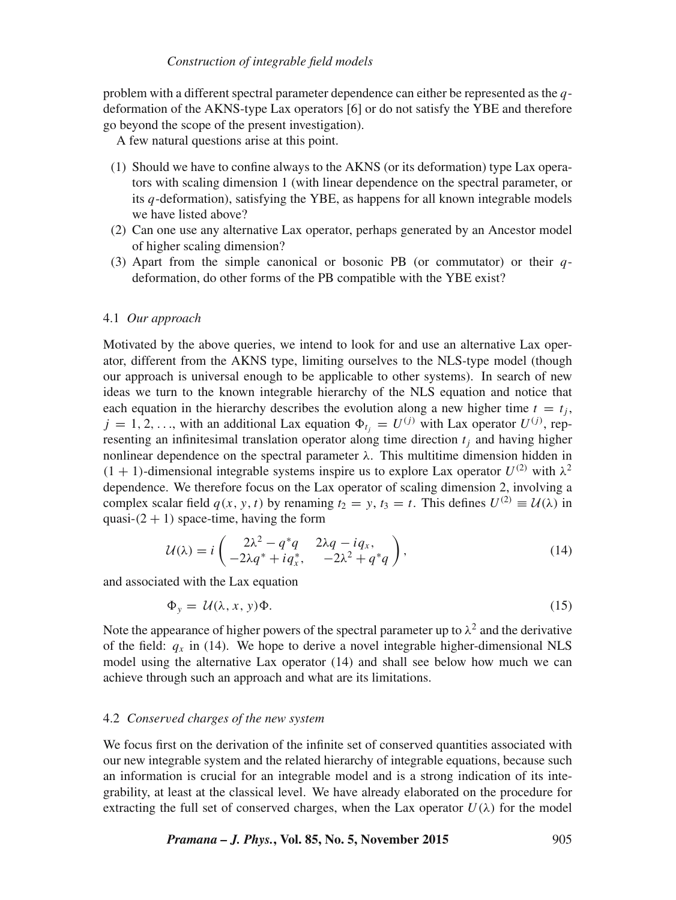problem with a different spectral parameter dependence can either be represented as the $q$-deformation of the AKNS-type Lax operators [6] or do not satisfy the YBE and therefore go beyond the scope of the present investigation).

A few natural questions arise at this point.

1. Should we have to confine always to the AKNS (or its deformation) type Lax operators with scaling dimension 1 (with linear dependence on the spectral parameter, or its $q$-deformation), satisfying the YBE, as happens for all known integrable models we have listed above?
2. Can one use any alternative Lax operator, perhaps generated by an Ancestor model of higher scaling dimension?
3. Apart from the simple canonical or bosonic PB (or commutator) or their $q$-deformation, do other forms of the PB compatible with the YBE exist?

### 4.1 *Our approach*

Motivated by the above queries, we intend to look for and use an alternative Lax operator, different from the AKNS type, limiting ourselves to the NLS-type model (though our approach is universal enough to be applicable to other systems). In search of new ideas we turn to the known integrable hierarchy of the NLS equation and notice that each equation in the hierarchy describes the evolution along a new higher time $t = t_j$, $j = 1, 2, \ldots$, with an additional Lax equation $\Phi_{t_j} = U^{(j)}$ with Lax operator $U^{(j)}$, representing an infinitesimal translation operator along time direction $t_j$ and having higher nonlinear dependence on the spectral parameter $\lambda$. This multitime dimension hidden in $(1 + 1)$-dimensional integrable systems inspire us to explore Lax operator $U^{(2)}$ with $\lambda^2$ dependence. We therefore focus on the Lax operator of scaling dimension 2, involving a complex scalar field $q(x, y, t)$ by renaming $t_2 = y$, $t_3 = t$. This defines $U^{(2)} \equiv \mathcal{U}(\lambda)$ in quasi-$(2 + 1)$ space-time, having the form

$$
\mathcal{U}(\lambda) = i \begin{pmatrix} 2\lambda^2 - q^* q & 2\lambda q - i q_x, \\ -2\lambda q^* + i q_x^*, & -2\lambda^2 + q^* q \end{pmatrix}, \tag{14}
$$

and associated with the Lax equation

$$
\Phi_y = \mathcal{U}(\lambda, x, y)\Phi. \tag{15}
$$

Note the appearance of higher powers of the spectral parameter up to $\lambda^2$ and the derivative of the field: $q_x$ in (14). We hope to derive a novel integrable higher-dimensional NLS model using the alternative Lax operator (14) and shall see below how much we can achieve through such an approach and what are its limitations.

### 4.2 *Conserved charges of the new system*

We focus first on the derivation of the infinite set of conserved quantities associated with our new integrable system and the related hierarchy of integrable equations, because such an information is crucial for an integrable model and is a strong indication of its integrability, at least at the classical level. We have already elaborated on the procedure for extracting the full set of conserved charges, when the Lax operator $U(\lambda)$ for the model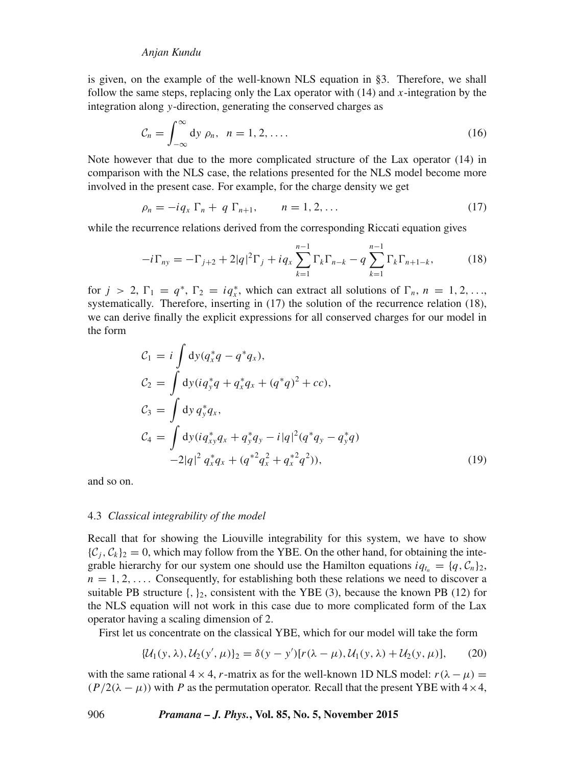is given, on the example of the well-known NLS equation in §3. Therefore, we shall follow the same steps, replacing only the Lax operator with (14) and $x$-integration by the integration along $y$-direction, generating the conserved charges as

$$\mathcal{C}_n = \int_{-\infty}^{\infty} \mathrm{d}y \ \rho_n, \quad n = 1, 2, \ldots. \tag{16}$$

Note however that due to the more complicated structure of the Lax operator (14) in comparison with the NLS case, the relations presented for the NLS model become more involved in the present case. For example, for the charge density we get

$$\rho_n = -iq_x \ \Gamma_n + \ q \ \Gamma_{n+1}, \qquad n = 1, 2, \ldots \tag{17}$$

while the recurrence relations derived from the corresponding Riccati equation gives

$$-i\Gamma_{ny} = -\Gamma_{j+2} + 2|q|^2\Gamma_j + iq_x \sum_{k=1}^{n-1} \Gamma_k \Gamma_{n-k} - q \sum_{k=1}^{n-1} \Gamma_k \Gamma_{n+1-k}, \tag{18}$$

for $j > 2$, $\Gamma_1 = q^*$, $\Gamma_2 = iq_x^*$, which can extract all solutions of $\Gamma_n$, $n = 1, 2, \ldots$, systematically. Therefore, inserting in (17) the solution of the recurrence relation (18), we can derive finally the explicit expressions for all conserved charges for our model in the form

$$\begin{aligned}
\mathcal{C}_1 &= i \int \mathrm{d}y (q_x^* q - q^* q_x), \\
\mathcal{C}_2 &= \int \mathrm{d}y (iq_y^* q + q_x^* q_x + (q^* q)^2 + cc), \\
\mathcal{C}_3 &= \int \mathrm{d}y \, q_y^* q_x, \\
\mathcal{C}_4 &= \int \mathrm{d}y (iq_{xy}^* q_x + q_y^* q_y - i|q|^2 (q^* q_y - q_y^* q) \\
&\quad -2|q|^2 \ q_x^* q_x + (q^{*2} q_x^2 + q_x^{*2} q^2)),
\end{aligned} \tag{19}$$

and so on.

### 4.3 *Classical integrability of the model*

Recall that for showing the Liouville integrability for this system, we have to show $\{\mathcal{C}_j, \mathcal{C}_k\}_2 = 0$, which may follow from the YBE. On the other hand, for obtaining the integrable hierarchy for our system one should use the Hamilton equations $iq_{t_n} = \{q, \mathcal{C}_n\}_2$, $n = 1, 2, \ldots$. Consequently, for establishing both these relations we need to discover a suitable PB structure $\{,\}_2$, consistent with the YBE (3), because the known PB (12) for the NLS equation will not work in this case due to more complicated form of the Lax operator having a scaling dimension of 2.

First let us concentrate on the classical YBE, which for our model will take the form

$$\{\mathcal{U}_1(y, \lambda), \mathcal{U}_2(y', \mu)\}_2 = \delta(y - y')[r(\lambda - \mu), \mathcal{U}_1(y, \lambda) + \mathcal{U}_2(y, \mu)], \tag{20}$$

with the same rational $4 \times 4$, $r$-matrix as for the well-known 1D NLS model: $r(\lambda - \mu) = (P/2(\lambda - \mu))$ with $P$ as the permutation operator. Recall that the present YBE with $4 \times 4$,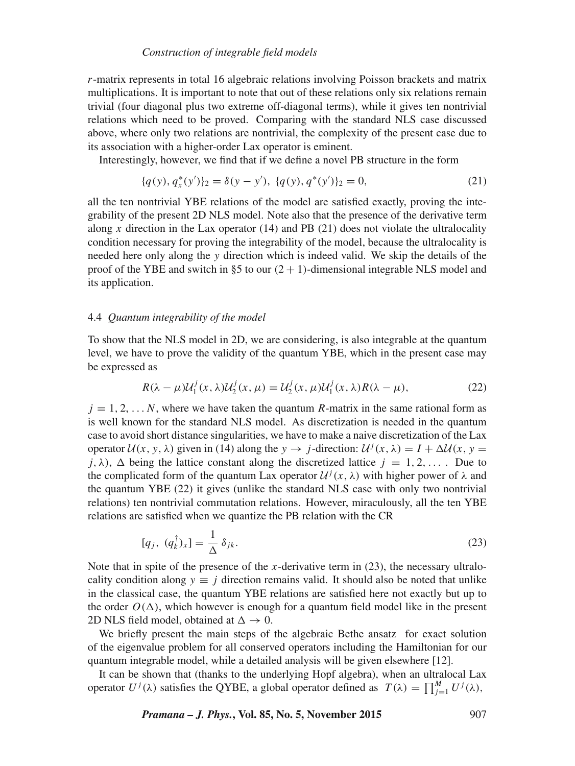$r$-matrix represents in total 16 algebraic relations involving Poisson brackets and matrix multiplications. It is important to note that out of these relations only six relations remain trivial (four diagonal plus two extreme off-diagonal terms), while it gives ten nontrivial relations which need to be proved. Comparing with the standard NLS case discussed above, where only two relations are nontrivial, the complexity of the present case due to its association with a higher-order Lax operator is eminent.

Interestingly, however, we find that if we define a novel PB structure in the form

$$\{q(y), q_x^*(y')\}_2 = \delta(y - y'), \ \{q(y), q^*(y')\}_2 = 0, \tag{21}$$

all the ten nontrivial YBE relations of the model are satisfied exactly, proving the integrability of the present 2D NLS model. Note also that the presence of the derivative term along $x$ direction in the Lax operator (14) and PB (21) does not violate the ultralocality condition necessary for proving the integrability of the model, because the ultralocality is needed here only along the $y$ direction which is indeed valid. We skip the details of the proof of the YBE and switch in §5 to our $(2+1)$-dimensional integrable NLS model and its application.

### 4.4 *Quantum integrability of the model*

To show that the NLS model in 2D, we are considering, is also integrable at the quantum level, we have to prove the validity of the quantum YBE, which in the present case may be expressed as

$$R(\lambda - \mu)\mathcal{U}_1^j(x, \lambda)\mathcal{U}_2^j(x, \mu) = \mathcal{U}_2^j(x, \mu)\mathcal{U}_1^j(x, \lambda)R(\lambda - \mu), \tag{22}$$

$j = 1, 2, \ldots N$, where we have taken the quantum $R$-matrix in the same rational form as is well known for the standard NLS model. As discretization is needed in the quantum case to avoid short distance singularities, we have to make a naive discretization of the Lax operator $\mathcal{U}(x, y, \lambda)$ given in (14) along the $y \to j$-direction: $\mathcal{U}^j(x, \lambda) = I + \Delta\mathcal{U}(x, y = j, \lambda)$, $\Delta$ being the lattice constant along the discretized lattice $j = 1, 2, \ldots$. Due to the complicated form of the quantum Lax operator $\mathcal{U}^j(x, \lambda)$ with higher power of $\lambda$ and the quantum YBE (22) it gives (unlike the standard NLS case with only two nontrivial relations) ten nontrivial commutation relations. However, miraculously, all the ten YBE relations are satisfied when we quantize the PB relation with the CR

$$[q_j, \ (q_k^{\dagger})_x] = \frac{1}{\Delta}\,\delta_{jk}. \tag{23}$$

Note that in spite of the presence of the $x$-derivative term in (23), the necessary ultralocality condition along $y \equiv j$ direction remains valid. It should also be noted that unlike in the classical case, the quantum YBE relations are satisfied here not exactly but up to the order $O(\Delta)$, which however is enough for a quantum field model like in the present 2D NLS field model, obtained at $\Delta \to 0$.

We briefly present the main steps of the algebraic Bethe ansatz for exact solution of the eigenvalue problem for all conserved operators including the Hamiltonian for our quantum integrable model, while a detailed analysis will be given elsewhere [12].

It can be shown that (thanks to the underlying Hopf algebra), when an ultralocal Lax operator $U^j(\lambda)$ satisfies the QYBE, a global operator defined as $T(\lambda) = \prod_{j=1}^{M} U^j(\lambda)$,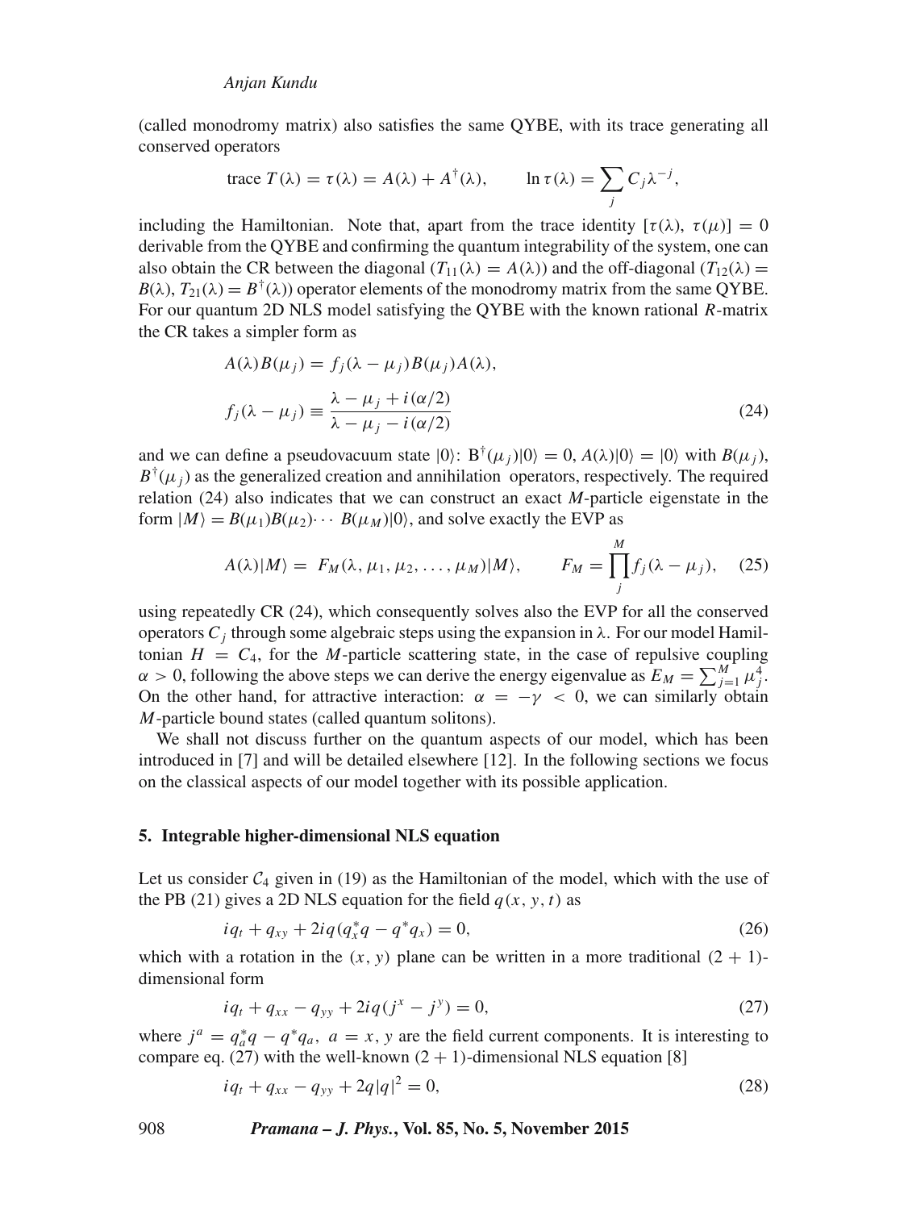(called monodromy matrix) also satisfies the same QYBE, with its trace generating all conserved operators

$$\text{trace } T(\lambda) = \tau(\lambda) = A(\lambda) + A^{\dagger}(\lambda), \qquad \ln \tau(\lambda) = \sum_j C_j \lambda^{-j},$$

including the Hamiltonian. Note that, apart from the trace identity $[\tau(\lambda), \tau(\mu)] = 0$ derivable from the QYBE and confirming the quantum integrability of the system, one can also obtain the CR between the diagonal ($T_{11}(\lambda) = A(\lambda)$) and the off-diagonal ($T_{12}(\lambda) = B(\lambda)$, $T_{21}(\lambda) = B^{\dagger}(\lambda)$) operator elements of the monodromy matrix from the same QYBE. For our quantum 2D NLS model satisfying the QYBE with the known rational $R$-matrix the CR takes a simpler form as

$$A(\lambda)B(\mu_j) = f_j(\lambda - \mu_j)B(\mu_j)A(\lambda),$$
$$f_j(\lambda - \mu_j) \equiv \frac{\lambda - \mu_j + i(\alpha/2)}{\lambda - \mu_j - i(\alpha/2)} \tag{24}$$

and we can define a pseudovacuum state $|0\rangle$: $B^{\dagger}(\mu_j)|0\rangle = 0$, $A(\lambda)|0\rangle = |0\rangle$ with $B(\mu_j)$, $B^{\dagger}(\mu_j)$ as the generalized creation and annihilation operators, respectively. The required relation (24) also indicates that we can construct an exact $M$-particle eigenstate in the form $|M\rangle = B(\mu_1)B(\mu_2)\cdots B(\mu_M)|0\rangle$, and solve exactly the EVP as

$$A(\lambda)|M\rangle = F_M(\lambda, \mu_1, \mu_2, \ldots, \mu_M)|M\rangle, \qquad F_M = \prod_j^M f_j(\lambda - \mu_j), \tag{25}$$

using repeatedly CR (24), which consequently solves also the EVP for all the conserved operators $C_j$ through some algebraic steps using the expansion in $\lambda$. For our model Hamiltonian $H = C_4$, for the $M$-particle scattering state, in the case of repulsive coupling $\alpha > 0$, following the above steps we can derive the energy eigenvalue as $E_M = \sum_{j=1}^{M} \mu_j^4$. On the other hand, for attractive interaction: $\alpha = -\gamma < 0$, we can similarly obtain $M$-particle bound states (called quantum solitons).

We shall not discuss further on the quantum aspects of our model, which has been introduced in [7] and will be detailed elsewhere [12]. In the following sections we focus on the classical aspects of our model together with its possible application.

## 5. Integrable higher-dimensional NLS equation

Let us consider $\mathcal{C}_4$ given in (19) as the Hamiltonian of the model, which with the use of the PB (21) gives a 2D NLS equation for the field $q(x, y, t)$ as

$$iq_t + q_{xy} + 2iq(q_x^* q - q^* q_x) = 0, \tag{26}$$

which with a rotation in the $(x, y)$ plane can be written in a more traditional $(2 + 1)$-dimensional form

$$iq_t + q_{xx} - q_{yy} + 2iq(j^x - j^y) = 0, \tag{27}$$

where $j^a = q_a^* q - q^* q_a$, $a = x, y$ are the field current components. It is interesting to compare eq. (27) with the well-known $(2 + 1)$-dimensional NLS equation [8]

$$iq_t + q_{xx} - q_{yy} + 2q|q|^2 = 0, \tag{28}$$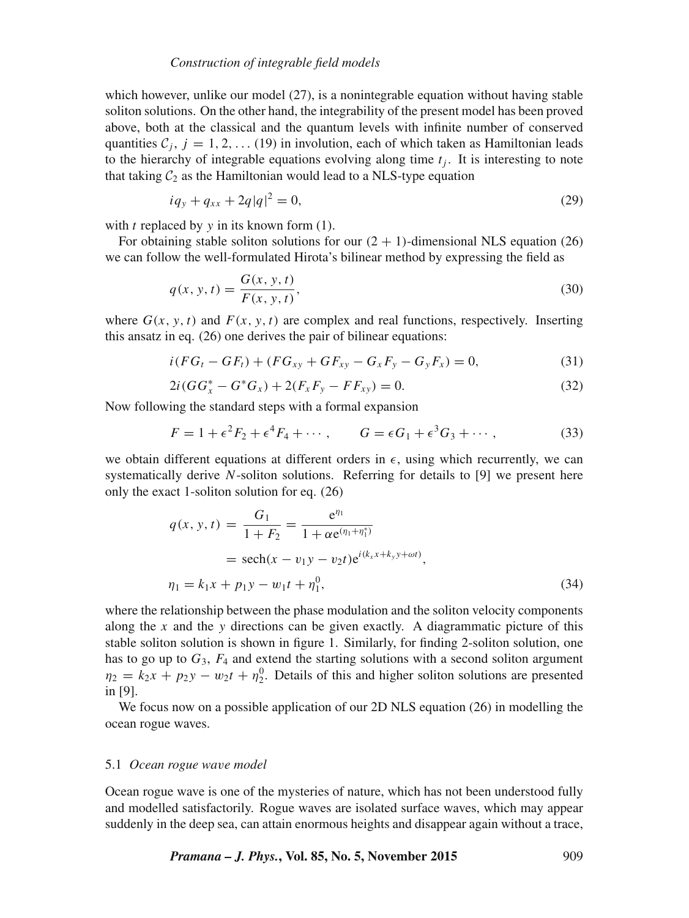which however, unlike our model (27), is a nonintegrable equation without having stable soliton solutions. On the other hand, the integrability of the present model has been proved above, both at the classical and the quantum levels with infinite number of conserved quantities $\mathcal{C}_j,\ j = 1, 2, \ldots$ (19) in involution, each of which taken as Hamiltonian leads to the hierarchy of integrable equations evolving along time $t_j$. It is interesting to note that taking $\mathcal{C}_2$ as the Hamiltonian would lead to a NLS-type equation

$$iq_y + q_{xx} + 2q|q|^2 = 0, \tag{29}$$

with $t$ replaced by $y$ in its known form (1).

For obtaining stable soliton solutions for our $(2+1)$-dimensional NLS equation (26) we can follow the well-formulated Hirota's bilinear method by expressing the field as

$$q(x, y, t) = \frac{G(x, y, t)}{F(x, y, t)}, \tag{30}$$

where $G(x, y, t)$ and $F(x, y, t)$ are complex and real functions, respectively. Inserting this ansatz in eq. (26) one derives the pair of bilinear equations:

$$i(FG_t - GF_t) + (FG_{xy} + GF_{xy} - G_x F_y - G_y F_x) = 0, \tag{31}$$

$$2i(GG_x^* - G^* G_x) + 2(F_x F_y - FF_{xy}) = 0. \tag{32}$$

Now following the standard steps with a formal expansion

$$F = 1 + \epsilon^2 F_2 + \epsilon^4 F_4 + \cdots, \qquad G = \epsilon G_1 + \epsilon^3 G_3 + \cdots, \tag{33}$$

we obtain different equations at different orders in $\epsilon$, using which recurrently, we can systematically derive $N$-soliton solutions. Referring for details to [9] we present here only the exact 1-soliton solution for eq. (26)

$$\begin{aligned} q(x, y, t) &= \frac{G_1}{1 + F_2} = \frac{\mathrm{e}^{\eta_1}}{1 + \alpha \mathrm{e}^{(\eta_1 + \eta_1^*)}} \\ &= \operatorname{sech}(x - v_1 y - v_2 t)\mathrm{e}^{i(k_x x + k_y y + \omega t)}, \\ \eta_1 &= k_1 x + p_1 y - w_1 t + \eta_1^0, \end{aligned} \tag{34}$$

where the relationship between the phase modulation and the soliton velocity components along the $x$ and the $y$ directions can be given exactly. A diagrammatic picture of this stable soliton solution is shown in figure 1. Similarly, for finding 2-soliton solution, one has to go up to $G_3$, $F_4$ and extend the starting solutions with a second soliton argument $\eta_2 = k_2 x + p_2 y - w_2 t + \eta_2^0$. Details of this and higher soliton solutions are presented in [9].

We focus now on a possible application of our 2D NLS equation (26) in modelling the ocean rogue waves.

### 5.1 *Ocean rogue wave model*

Ocean rogue wave is one of the mysteries of nature, which has not been understood fully and modelled satisfactorily. Rogue waves are isolated surface waves, which may appear suddenly in the deep sea, can attain enormous heights and disappear again without a trace,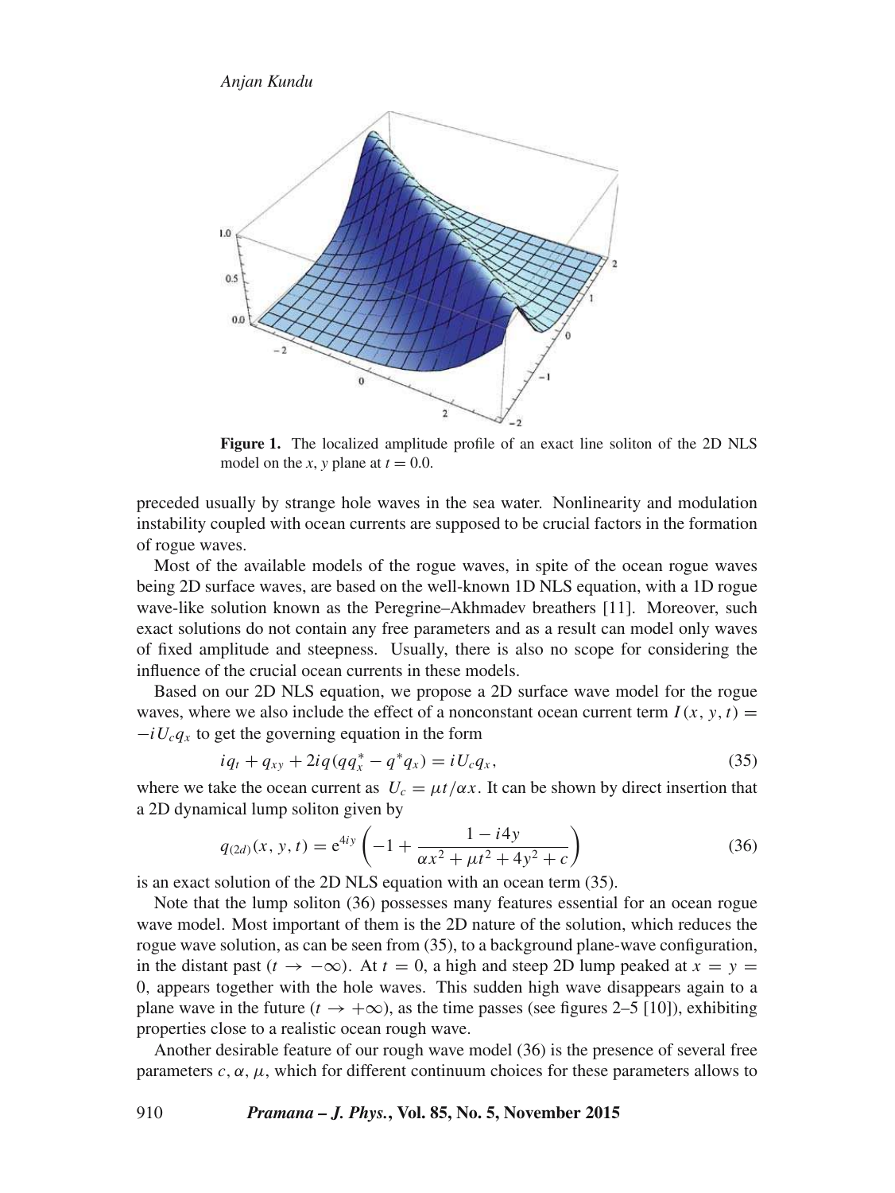**Figure 1.** The localized amplitude profile of an exact line soliton of the 2D NLS model on the $x$, $y$ plane at $t = 0.0$.

preceded usually by strange hole waves in the sea water. Nonlinearity and modulation instability coupled with ocean currents are supposed to be crucial factors in the formation of rogue waves.

Most of the available models of the rogue waves, in spite of the ocean rogue waves being 2D surface waves, are based on the well-known 1D NLS equation, with a 1D rogue wave-like solution known as the Peregrine–Akhmadev breathers [11]. Moreover, such exact solutions do not contain any free parameters and as a result can model only waves of fixed amplitude and steepness. Usually, there is also no scope for considering the influence of the crucial ocean currents in these models.

Based on our 2D NLS equation, we propose a 2D surface wave model for the rogue waves, where we also include the effect of a nonconstant ocean current term $I(x, y, t) = -iU_c q_x$ to get the governing equation in the form

$$iq_t + q_{xy} + 2iq(qq_x^* - q^*q_x) = iU_c q_x, \tag{35}$$

where we take the ocean current as $U_c = \mu t/\alpha x$. It can be shown by direct insertion that a 2D dynamical lump soliton given by

$$q_{(2d)}(x, y, t) = \mathrm{e}^{4iy}\left(-1 + \frac{1 - i4y}{\alpha x^2 + \mu t^2 + 4y^2 + c}\right) \tag{36}$$

is an exact solution of the 2D NLS equation with an ocean term (35).

Note that the lump soliton (36) possesses many features essential for an ocean rogue wave model. Most important of them is the 2D nature of the solution, which reduces the rogue wave solution, as can be seen from (35), to a background plane-wave configuration, in the distant past ($t \to -\infty$). At $t = 0$, a high and steep 2D lump peaked at $x = y = 0$, appears together with the hole waves. This sudden high wave disappears again to a plane wave in the future ($t \to +\infty$), as the time passes (see figures 2–5 [10]), exhibiting properties close to a realistic ocean rough wave.

Another desirable feature of our rough wave model (36) is the presence of several free parameters $c, \alpha, \mu$, which for different continuum choices for these parameters allows to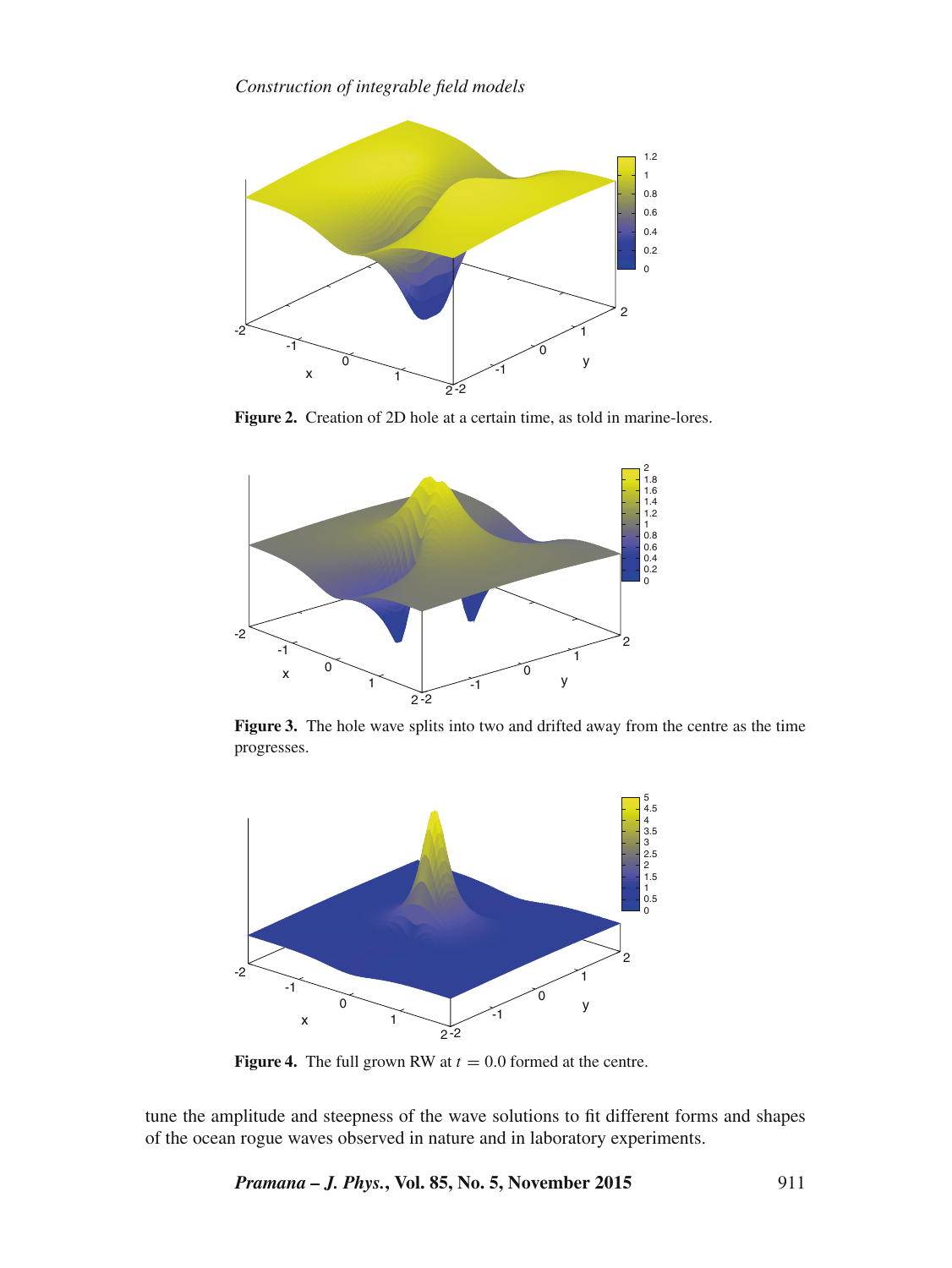**Figure 2.** Creation of 2D hole at a certain time, as told in marine-lores.

**Figure 3.** The hole wave splits into two and drifted away from the centre as the time progresses.

**Figure 4.** The full grown RW at $t = 0.0$ formed at the centre.

tune the amplitude and steepness of the wave solutions to fit different forms and shapes of the ocean rogue waves observed in nature and in laboratory experiments.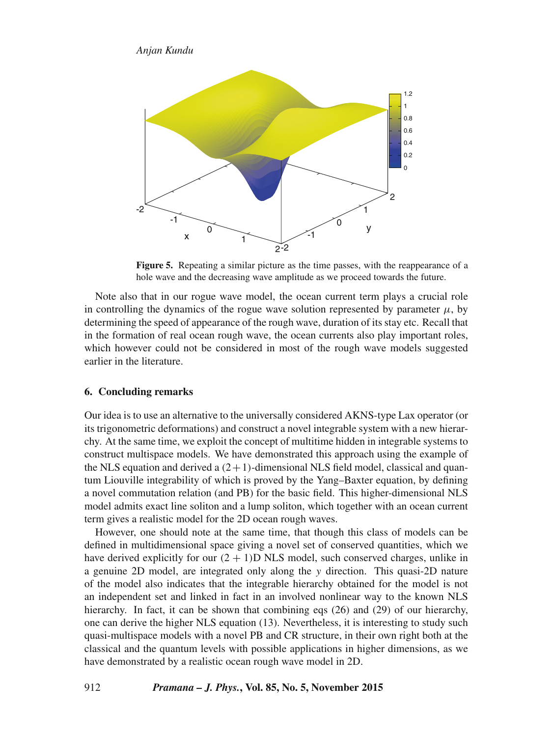**Figure 5.** Repeating a similar picture as the time passes, with the reappearance of a hole wave and the decreasing wave amplitude as we proceed towards the future.

Note also that in our rogue wave model, the ocean current term plays a crucial role in controlling the dynamics of the rogue wave solution represented by parameter $\mu$, by determining the speed of appearance of the rough wave, duration of its stay etc. Recall that in the formation of real ocean rough wave, the ocean currents also play important roles, which however could not be considered in most of the rough wave models suggested earlier in the literature.

## 6. Concluding remarks

Our idea is to use an alternative to the universally considered AKNS-type Lax operator (or its trigonometric deformations) and construct a novel integrable system with a new hierarchy. At the same time, we exploit the concept of multitime hidden in integrable systems to construct multispace models. We have demonstrated this approach using the example of the NLS equation and derived a $(2+1)$-dimensional NLS field model, classical and quantum Liouville integrability of which is proved by the Yang–Baxter equation, by defining a novel commutation relation (and PB) for the basic field. This higher-dimensional NLS model admits exact line soliton and a lump soliton, which together with an ocean current term gives a realistic model for the 2D ocean rough waves.

However, one should note at the same time, that though this class of models can be defined in multidimensional space giving a novel set of conserved quantities, which we have derived explicitly for our $(2+1)$D NLS model, such conserved charges, unlike in a genuine 2D model, are integrated only along the $y$ direction. This quasi-2D nature of the model also indicates that the integrable hierarchy obtained for the model is not an independent set and linked in fact in an involved nonlinear way to the known NLS hierarchy. In fact, it can be shown that combining eqs (26) and (29) of our hierarchy, one can derive the higher NLS equation (13). Nevertheless, it is interesting to study such quasi-multispace models with a novel PB and CR structure, in their own right both at the classical and the quantum levels with possible applications in higher dimensions, as we have demonstrated by a realistic ocean rough wave model in 2D.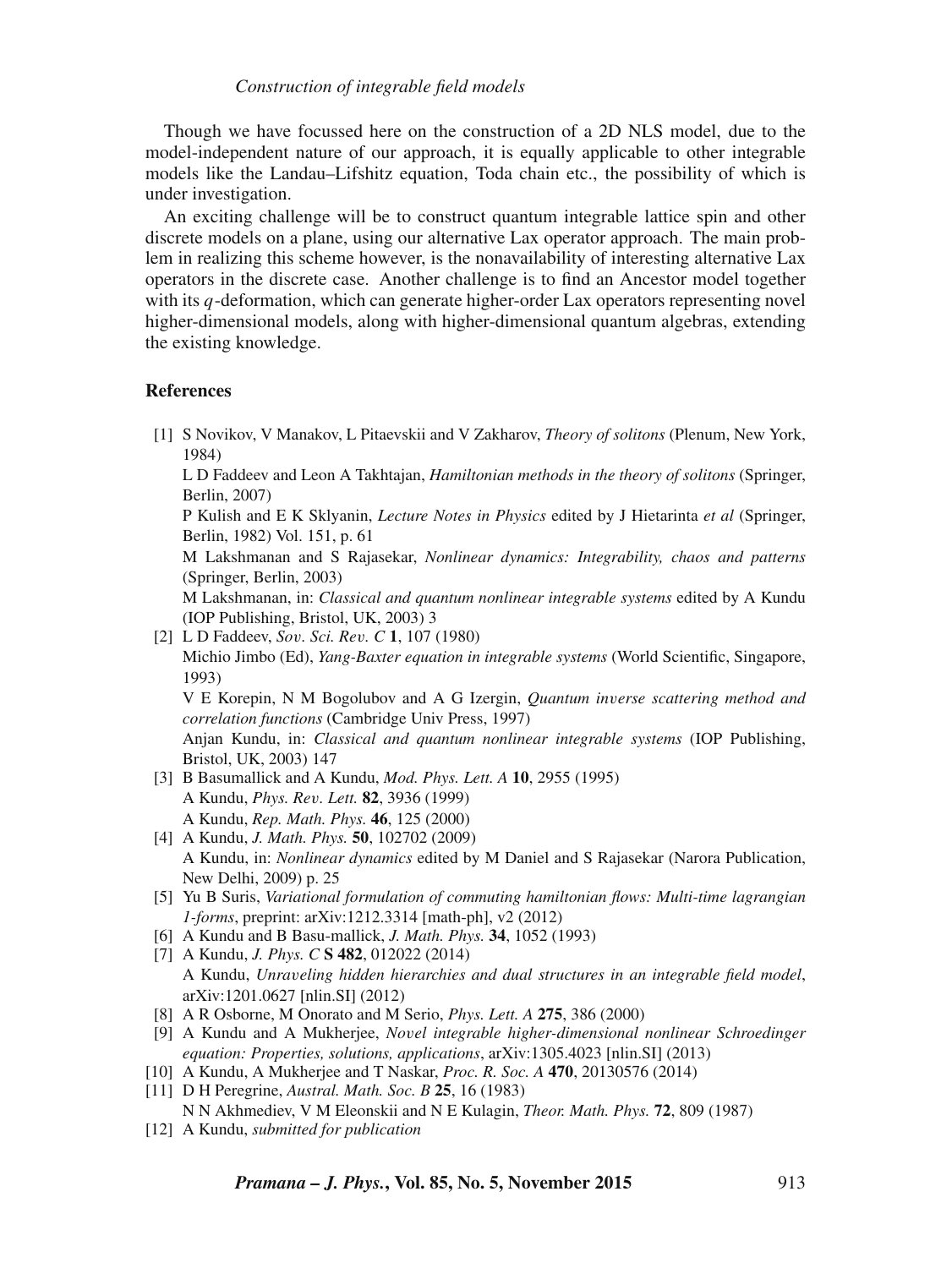Though we have focussed here on the construction of a 2D NLS model, due to the model-independent nature of our approach, it is equally applicable to other integrable models like the Landau–Lifshitz equation, Toda chain etc., the possibility of which is under investigation.

An exciting challenge will be to construct quantum integrable lattice spin and other discrete models on a plane, using our alternative Lax operator approach. The main problem in realizing this scheme however, is the nonavailability of interesting alternative Lax operators in the discrete case. Another challenge is to find an Ancestor model together with its $q$-deformation, which can generate higher-order Lax operators representing novel higher-dimensional models, along with higher-dimensional quantum algebras, extending the existing knowledge.

## References

[1] S Novikov, V Manakov, L Pitaevskii and V Zakharov, *Theory of solitons* (Plenum, New York, 1984)
L D Faddeev and Leon A Takhtajan, *Hamiltonian methods in the theory of solitons* (Springer, Berlin, 2007)
P Kulish and E K Sklyanin, *Lecture Notes in Physics* edited by J Hietarinta *et al* (Springer, Berlin, 1982) Vol. 151, p. 61
M Lakshmanan and S Rajasekar, *Nonlinear dynamics: Integrability, chaos and patterns* (Springer, Berlin, 2003)
M Lakshmanan, in: *Classical and quantum nonlinear integrable systems* edited by A Kundu (IOP Publishing, Bristol, UK, 2003) 3

[2] L D Faddeev, *Sov. Sci. Rev. C* **1**, 107 (1980)
Michio Jimbo (Ed), *Yang-Baxter equation in integrable systems* (World Scientific, Singapore, 1993)
V E Korepin, N M Bogolubov and A G Izergin, *Quantum inverse scattering method and correlation functions* (Cambridge Univ Press, 1997)
Anjan Kundu, in: *Classical and quantum nonlinear integrable systems* (IOP Publishing, Bristol, UK, 2003) 147

[3] B Basumallick and A Kundu, *Mod. Phys. Lett. A* **10**, 2955 (1995)
A Kundu, *Phys. Rev. Lett.* **82**, 3936 (1999)
A Kundu, *Rep. Math. Phys.* **46**, 125 (2000)

[4] A Kundu, *J. Math. Phys.* **50**, 102702 (2009)
A Kundu, in: *Nonlinear dynamics* edited by M Daniel and S Rajasekar (Narora Publication, New Delhi, 2009) p. 25

[5] Yu B Suris, *Variational formulation of commuting hamiltonian flows: Multi-time lagrangian 1-forms*, preprint: arXiv:1212.3314 [math-ph], v2 (2012)

[6] A Kundu and B Basu-mallick, *J. Math. Phys.* **34**, 1052 (1993)

[7] A Kundu, *J. Phys. C* **S 482**, 012022 (2014)
A Kundu, *Unraveling hidden hierarchies and dual structures in an integrable field model*, arXiv:1201.0627 [nlin.SI] (2012)

[8] A R Osborne, M Onorato and M Serio, *Phys. Lett. A* **275**, 386 (2000)

[9] A Kundu and A Mukherjee, *Novel integrable higher-dimensional nonlinear Schroedinger equation: Properties, solutions, applications*, arXiv:1305.4023 [nlin.SI] (2013)

[10] A Kundu, A Mukherjee and T Naskar, *Proc. R. Soc. A* **470**, 20130576 (2014)

[11] D H Peregrine, *Austral. Math. Soc. B* **25**, 16 (1983)
N N Akhmediev, V M Eleonskii and N E Kulagin, *Theor. Math. Phys.* **72**, 809 (1987)

[12] A Kundu, *submitted for publication*